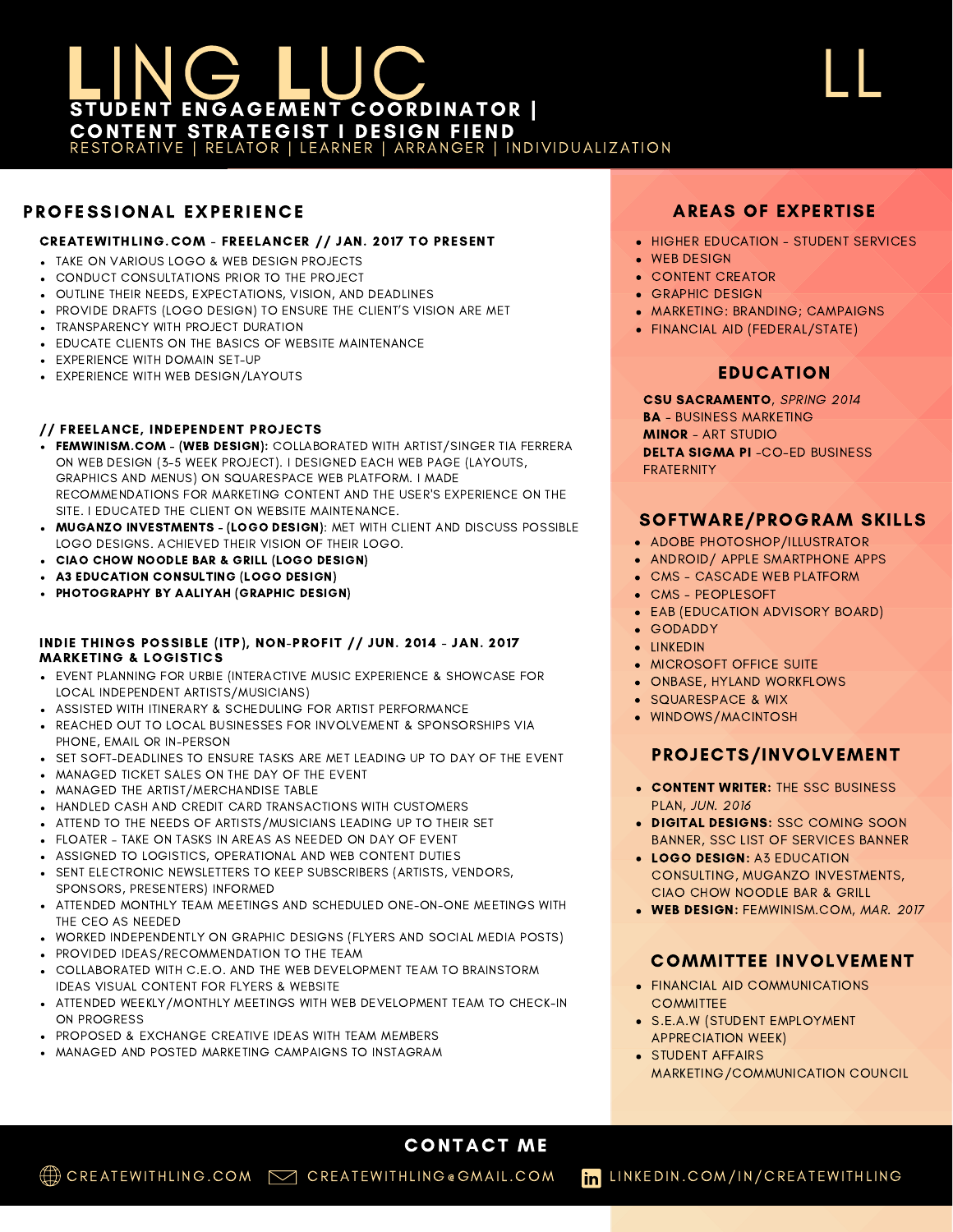# LING LUC

**STUDENT ENGAGEMENT COORDINATOR | CONTENT STRATEGIST I DESIGN FIEND**

RESTORATIVE | RELATOR | LEARNER | ARRANGER | INDIVIDUALIZATION

LL

## PROFESSIONAL EXPERIENCE

### CREATEWITHLING.COM - FREELANCER // JAN. 2017 TO PRESENT

- TAKE ON VARIOUS LOGO & WEB DESIGN PROJECTS
- CONDUCT CONSULTATIONS PRIOR TO THE PROJECT
- OUTLINE THEIR NEEDS, EXPECTATIONS, VISION, AND DEADLINES
- PROVIDE DRAFTS (LOGO DESIGN) TO ENSURE THE CLIENT'S VISION ARE MET
- TRANSPARENCY WITH PROJECT DURATION
- EDUCATE CLIENTS ON THE BASICS OF WEBSITE MAINTENANCE
- EXPERIENCE WITH DOMAIN SET-UP
- EXPERIENCE WITH WEB DESIGN/LAYOUTS

### // FREELANCE, INDEPENDENT PROJECTS

- **FEMWINISM.COM - (WEB DESIGN):** COLLABORATED WITH ARTIST/SINGER TIA FERRERA ON WEB DESIGN (3-5 WEEK PROJECT). I DESIGNED EACH WEB PAGE (LAYOUTS, GRAPHICS AND MENUS) ON SQUARESPACE WEB PLATFORM. I MADE RECOMMENDATIONS FOR MARKETING CONTENT AND THE USER'S EXPERIENCE ON THE SITE. I EDUCATED THE CLIENT ON WEBSITE MAINTENANCE.
- **MUGANZO INVESTMENTS - (LOGO DESIGN)**: MET WITH CLIENT AND DISCUSS POSSIBLE LOGO DESIGNS. ACHIEVED THEIR VISION OF THEIR LOGO.
- **CIAO CHOW NOODLE BAR & GRILL (LOGO DESIGN)**
- **A3 EDUCATION CONSULTING (LOGO DESIGN)**
- **PHOTOGRAPHY BY AALIYAH (GRAPHIC DESIGN)**

### INDIE THINGS POSSIBLE (ITP), NON-PROFIT // JUN. 2014 - JAN. 2017 MARKETING & LOGISTICS

- EVENT PLANNING FOR URBIE (INTERACTIVE MUSIC EXPERIENCE & SHOWCASE FOR LOCAL INDEPENDENT ARTISTS/MUSICIANS)
- ASSISTED WITH ITINERARY & SCHEDULING FOR ARTIST PERFORMANCE
- REACHED OUT TO LOCAL BUSINESSES FOR INVOLVEMENT & SPONSORSHIPS VIA PHONE, EMAIL OR IN-PERSON
- SET SOFT-DEADLINES TO ENSURE TASKS ARE MET LEADING UP TO DAY OF THE EVENT
- MANAGED TICKET SALES ON THE DAY OF THE EVENT
- MANAGED THE ARTIST/MERCHANDISE TABLE
- HANDLED CASH AND CREDIT CARD TRANSACTIONS WITH CUSTOMERS
- ATTEND TO THE NEEDS OF ARTISTS/MUSICIANS LEADING UP TO THEIR SET
- FLOATER - TAKE ON TASKS IN AREAS AS NEEDED ON DAY OF EVENT
- ASSIGNED TO LOGISTICS, OPERATIONAL AND WEB CONTENT DUTIES
- SENT ELECTRONIC NEWSLETTERS TO KEEP SUBSCRIBERS (ARTISTS, VENDORS, SPONSORS, PRESENTERS) INFORMED
- ATTENDED MONTHLY TEAM MEETINGS AND SCHEDULED ONE-ON-ONE MEETINGS WITH THE CEO AS NEEDED
- WORKED INDEPENDENTLY ON GRAPHIC DESIGNS (FLYERS AND SOCIAL MEDIA POSTS)
- PROVIDED IDEAS/RECOMMENDATION TO THE TEAM
- COLLABORATED WITH C.E.O. AND THE WEB DEVELOPMENT TEAM TO BRAINSTORM IDEAS VISUAL CONTENT FOR FLYERS & WEBSITE
- ATTENDED WEEKLY/MONTHLY MEETINGS WITH WEB DEVELOPMENT TEAM TO CHECK-IN ON PROGRESS
- PROPOSED & EXCHANGE CREATIVE IDEAS WITH TEAM MEMBERS
- MANAGED AND POSTED MARKETING CAMPAIGNS TO INSTAGRAM

## AREAS OF EXPERTISE

- HIGHER EDUCATION - STUDENT SERVICES
- WEB DESIGN
- CONTENT CREATOR
- GRAPHIC DESIGN
- MARKETING: BRANDING; CAMPAIGNS
- FINANCIAL AID (FEDERAL/STATE)

## EDUCATION

**CSU SACRAMENTO**, *SPRING 2014*
**BA** - BUSINESS MARKETING
**MINOR** - ART STUDIO
**DELTA SIGMA PI** -CO-ED BUSINESS FRATERNITY

## SOFTWARE/PROGRAM SKILLS

- ADOBE PHOTOSHOP/ILLUSTRATOR
- ANDROID/ APPLE SMARTPHONE APPS
- CMS - CASCADE WEB PLATFORM
- CMS - PEOPLESOFT
- EAB (EDUCATION ADVISORY BOARD)
- GODADDY
- LINKEDIN
- MICROSOFT OFFICE SUITE
- ONBASE, HYLAND WORKFLOWS
- SQUARESPACE & WIX
- WINDOWS/MACINTOSH

## PROJECTS/INVOLVEMENT

- **CONTENT WRITER:** THE SSC BUSINESS PLAN, *JUN. 2016*
- **DIGITAL DESIGNS:** SSC COMING SOON BANNER, SSC LIST OF SERVICES BANNER
- **LOGO DESIGN:** A3 EDUCATION CONSULTING, MUGANZO INVESTMENTS, CIAO CHOW NOODLE BAR & GRILL
- **WEB DESIGN:** FEMWINISM.COM, *MAR. 2017*

## COMMITTEE INVOLVEMENT

- FINANCIAL AID COMMUNICATIONS COMMITTEE
- S.E.A.W (STUDENT EMPLOYMENT APPRECIATION WEEK)
- STUDENT AFFAIRS MARKETING/COMMUNICATION COUNCIL

## CONTACT ME

CREATEWITHLING.COM | CREATEWITHLING@GMAIL.COM | LINKEDIN.COM/IN/CREATEWITHLING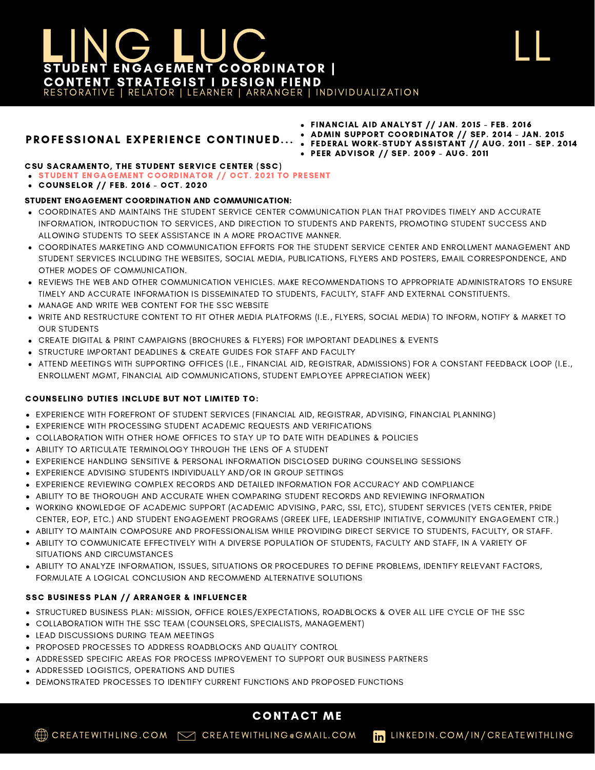# LING LUC

**STUDENT ENGAGEMENT COORDINATOR | CONTENT STRATEGIST I DESIGN FIEND**

RESTORATIVE | RELATOR | LEARNER | ARRANGER | INDIVIDUALIZATION

LL

## PROFESSIONAL EXPERIENCE CONTINUED...

- **FINANCIAL AID ANALYST // JAN. 2015 - FEB. 2016**
- **ADMIN SUPPORT COORDINATOR // SEP. 2014 - JAN. 2015**
- **FEDERAL WORK-STUDY ASSISTANT // AUG. 2011 - SEP. 2014**
- **PEER ADVISOR // SEP. 2009 - AUG. 2011**

### CSU SACRAMENTO, THE STUDENT SERVICE CENTER (SSC)

- **STUDENT ENGAGEMENT COORDINATOR // OCT. 2021 TO PRESENT**
- **COUNSELOR // FEB. 2016 - OCT. 2020**

### STUDENT ENGAGEMENT COORDINATION AND COMMUNICATION:

- COORDINATES AND MAINTAINS THE STUDENT SERVICE CENTER COMMUNICATION PLAN THAT PROVIDES TIMELY AND ACCURATE INFORMATION, INTRODUCTION TO SERVICES, AND DIRECTION TO STUDENTS AND PARENTS, PROMOTING STUDENT SUCCESS AND ALLOWING STUDENTS TO SEEK ASSISTANCE IN A MORE PROACTIVE MANNER.
- COORDINATES MARKETING AND COMMUNICATION EFFORTS FOR THE STUDENT SERVICE CENTER AND ENROLLMENT MANAGEMENT AND STUDENT SERVICES INCLUDING THE WEBSITES, SOCIAL MEDIA, PUBLICATIONS, FLYERS AND POSTERS, EMAIL CORRESPONDENCE, AND OTHER MODES OF COMMUNICATION.
- REVIEWS THE WEB AND OTHER COMMUNICATION VEHICLES. MAKE RECOMMENDATIONS TO APPROPRIATE ADMINISTRATORS TO ENSURE TIMELY AND ACCURATE INFORMATION IS DISSEMINATED TO STUDENTS, FACULTY, STAFF AND EXTERNAL CONSTITUENTS.
- MANAGE AND WRITE WEB CONTENT FOR THE SSC WEBSITE
- WRITE AND RESTRUCTURE CONTENT TO FIT OTHER MEDIA PLATFORMS (I.E., FLYERS, SOCIAL MEDIA) TO INFORM, NOTIFY & MARKET TO OUR STUDENTS
- CREATE DIGITAL & PRINT CAMPAIGNS (BROCHURES & FLYERS) FOR IMPORTANT DEADLINES & EVENTS
- STRUCTURE IMPORTANT DEADLINES & CREATE GUIDES FOR STAFF AND FACULTY
- ATTEND MEETINGS WITH SUPPORTING OFFICES (I.E., FINANCIAL AID, REGISTRAR, ADMISSIONS) FOR A CONSTANT FEEDBACK LOOP (I.E., ENROLLMENT MGMT, FINANCIAL AID COMMUNICATIONS, STUDENT EMPLOYEE APPRECIATION WEEK)

### COUNSELING DUTIES INCLUDE BUT NOT LIMITED TO:

- EXPERIENCE WITH FOREFRONT OF STUDENT SERVICES (FINANCIAL AID, REGISTRAR, ADVISING, FINANCIAL PLANNING)
- EXPERIENCE WITH PROCESSING STUDENT ACADEMIC REQUESTS AND VERIFICATIONS
- COLLABORATION WITH OTHER HOME OFFICES TO STAY UP TO DATE WITH DEADLINES & POLICIES
- ABILITY TO ARTICULATE TERMINOLOGY THROUGH THE LENS OF A STUDENT
- EXPERIENCE HANDLING SENSITIVE & PERSONAL INFORMATION DISCLOSED DURING COUNSELING SESSIONS
- EXPERIENCE ADVISING STUDENTS INDIVIDUALLY AND/OR IN GROUP SETTINGS
- EXPERIENCE REVIEWING COMPLEX RECORDS AND DETAILED INFORMATION FOR ACCURACY AND COMPLIANCE
- ABILITY TO BE THOROUGH AND ACCURATE WHEN COMPARING STUDENT RECORDS AND REVIEWING INFORMATION
- WORKING KNOWLEDGE OF ACADEMIC SUPPORT (ACADEMIC ADVISING, PARC, SSI, ETC), STUDENT SERVICES (VETS CENTER, PRIDE CENTER, EOP, ETC.) AND STUDENT ENGAGEMENT PROGRAMS (GREEK LIFE, LEADERSHIP INITIATIVE, COMMUNITY ENGAGEMENT CTR.)
- ABILITY TO MAINTAIN COMPOSURE AND PROFESSIONALISM WHILE PROVIDING DIRECT SERVICE TO STUDENTS, FACULTY, OR STAFF.
- ABILITY TO COMMUNICATE EFFECTIVELY WITH A DIVERSE POPULATION OF STUDENTS, FACULTY AND STAFF, IN A VARIETY OF SITUATIONS AND CIRCUMSTANCES
- ABILITY TO ANALYZE INFORMATION, ISSUES, SITUATIONS OR PROCEDURES TO DEFINE PROBLEMS, IDENTIFY RELEVANT FACTORS, FORMULATE A LOGICAL CONCLUSION AND RECOMMEND ALTERNATIVE SOLUTIONS

### SSC BUSINESS PLAN // ARRANGER & INFLUENCER

- STRUCTURED BUSINESS PLAN: MISSION, OFFICE ROLES/EXPECTATIONS, ROADBLOCKS & OVER ALL LIFE CYCLE OF THE SSC
- COLLABORATION WITH THE SSC TEAM (COUNSELORS, SPECIALISTS, MANAGEMENT)
- LEAD DISCUSSIONS DURING TEAM MEETINGS
- PROPOSED PROCESSES TO ADDRESS ROADBLOCKS AND QUALITY CONTROL
- ADDRESSED SPECIFIC AREAS FOR PROCESS IMPROVEMENT TO SUPPORT OUR BUSINESS PARTNERS
- ADDRESSED LOGISTICS, OPERATIONS AND DUTIES
- DEMONSTRATED PROCESSES TO IDENTIFY CURRENT FUNCTIONS AND PROPOSED FUNCTIONS

## CONTACT ME

CREATEWITHLING.COM | CREATEWITHLING@GMAIL.COM | LINKEDIN.COM/IN/CREATEWITHLING